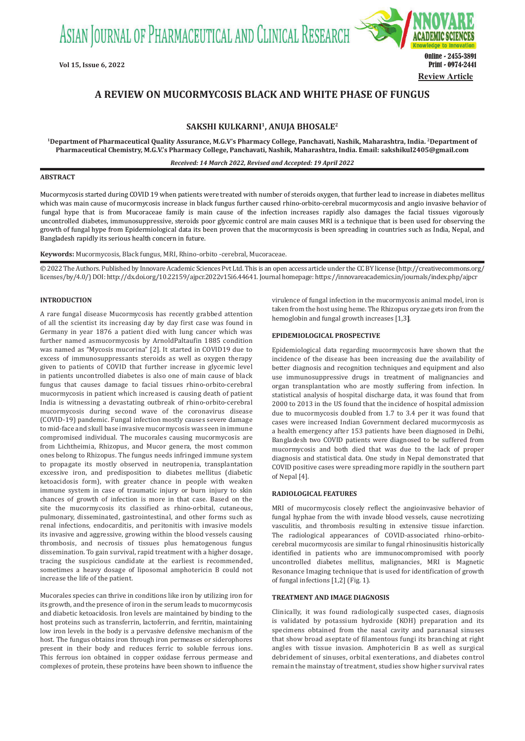# A REVIEW ON MUCORMYCOSIS BLACK AND WHITE PHASE OF FUNGUS

**SAKSHI KULKARNI[1], ANUJA BHOSALE[2]**

**[1]Department of Pharmaceutical Quality Assurance, M.G.V's Pharmacy College, Panchavati, Nashik, Maharashtra, India. [2]Department of Pharmaceutical Chemistry, M.G.V.'s Pharmacy College, Panchavati, Nashik, Maharashtra, India. Email: sakshikul2405@gmail.com**

*Received: 14 March 2022, Revised and Accepted: 19 April 2022*

## ABSTRACT

Mucormycosis started during COVID 19 when patients were treated with number of steroids oxygen, that further lead to increase in diabetes mellitus which was main cause of mucormycosis increase in black fungus further caused rhino-orbito-cerebral mucormycosis and angio invasive behavior of fungal hype that is from Mucoraceae family is main cause of the infection increases rapidly also damages the facial tissues vigorously uncontrolled diabetes, immunosuppressive, steroids poor glycemic control are main causes MRI is a technique that is been used for observing the growth of fungal hype from Epidermiological data its been proven that the mucormycosis is been spreading in countries such as India, Nepal, and Bangladesh rapidly its serious health concern in future.

**Keywords:** Mucormycosis, Black fungus, MRI, Rhino-orbito -cerebral, Mucoraceae.

© 2022 The Authors. Published by Innovare Academic Sciences Pvt Ltd. This is an open access article under the CC BY license (http://creativecommons.org/licenses/by/4.0/) DOI: http://dx.doi.org/10.22159/ajpcr.2022v15i6.44641. Journal homepage: https://innovareacademics.in/journals/index.php/ajpcr

## INTRODUCTION

A rare fungal disease Mucormycosis has recently grabbed attention of all the scientist its increasing day by day first case was found in Germany in year 1876 a patient died with lung cancer which was further named asmucormycosis by ArnoldPaltaufin 1885 condition was named as "Mycosis mucorina" [2]. It started in COVID19 due to excess of immunosuppressants steroids as well as oxygen therapy given to patients of COVID that further increase in glycemic level in patients uncontrolled diabetes is also one of main cause of black fungus that causes damage to facial tissues rhino-orbito-cerebral mucormycosis in patient which increased is causing death of patient India is witnessing a devastating outbreak of rhino-orbito-cerebral mucormycosis during second wave of the coronavirus disease (COVID-19) pandemic. Fungal infection mostly causes severe damage to mid-face and skull base invasive mucormycosis was seen in immune compromised individual. The mucorales causing mucormycosis are from Lichtheimia, Rhizopus, and Mucor genera, the most common ones belong to Rhizopus. The fungus needs infringed immune system to propagate its mostly observed in neutropenia, transplantation excessive iron, and predisposition to diabetes mellitus (diabetic ketoacidosis form), with greater chance in people with weaken immune system in case of traumatic injury or burn injury to skin chances of growth of infection is more in that case. Based on the site the mucormycosis its classified as rhino-orbital, cutaneous, pulmonary, disseminated, gastrointestinal, and other forms such as renal infections, endocarditis, and peritonitis with invasive models its invasive and aggressive, growing within the blood vessels causing thrombosis, and necrosis of tissues plus hematogenous fungus dissemination. To gain survival, rapid treatment with a higher dosage, tracing the suspicious candidate at the earliest is recommended, sometimes a heavy dosage of liposomal amphotericin B could not increase the life of the patient.

Mucorales species can thrive in conditions like iron by utilizing iron for its growth, and the presence of iron in the serum leads to mucormycosis and diabetic ketoacidosis. Iron levels are maintained by binding to the host proteins such as transferrin, lactoferrin, and ferritin, maintaining low iron levels in the body is a pervasive defensive mechanism of the host. The fungus obtains iron through iron permeases or siderophores present in their body and reduces ferric to soluble ferrous ions. This ferrous ion obtained in copper oxidase ferrous permease and complexes of protein, these proteins have been shown to influence the virulence of fungal infection in the mucormycosis animal model, iron is taken from the host using heme. The Rhizopus oryzae gets iron from the hemoglobin and fungal growth increases [1,3].

## EPIDEMIOLOGICAL PROSPECTIVE

Epidemiological data regarding mucormycosis have shown that the incidence of the disease has been increasing due the availability of better diagnosis and recognition techniques and equipment and also use immunosuppressive drugs in treatment of malignancies and organ transplantation who are mostly suffering from infection. In statistical analysis of hospital discharge data, it was found that from 2000 to 2013 in the US found that the incidence of hospital admission due to mucormycosis doubled from 1.7 to 3.4 per it was found that cases were increased Indian Government declared mucormycosis as a health emergency after 153 patients have been diagnosed in Delhi, Bangladesh two COVID patients were diagnosed to be suffered from mucormycosis and both died that was due to the lack of proper diagnosis and statistical data. One study in Nepal demonstrated that COVID positive cases were spreading more rapidly in the southern part of Nepal [4].

## RADIOLOGICAL FEATURES

MRI of mucormycosis closely reflect the angioinvasive behavior of fungal hyphae from the with invade blood vessels, cause necrotizing vasculitis, and thrombosis resulting in extensive tissue infarction. The radiological appearances of COVID-associated rhino-orbito-cerebral mucormycosis are similar to fungal rhinosinusitis historically identified in patients who are immunocompromised with poorly uncontrolled diabetes mellitus, malignancies, MRI is Magnetic Resonance Imaging technique that is used for identification of growth of fungal infections [1,2] (Fig. 1).

## TREATMENT AND IMAGE DIAGNOSIS

Clinically, it was found radiologically suspected cases, diagnosis is validated by potassium hydroxide (KOH) preparation and its specimens obtained from the nasal cavity and paranasal sinuses that show broad aseptate of filamentous fungi its branching at right angles with tissue invasion. Amphotericin B as well as surgical debridement of sinuses, orbital exenterations, and diabetes control remain the mainstay of treatment, studies show higher survival rates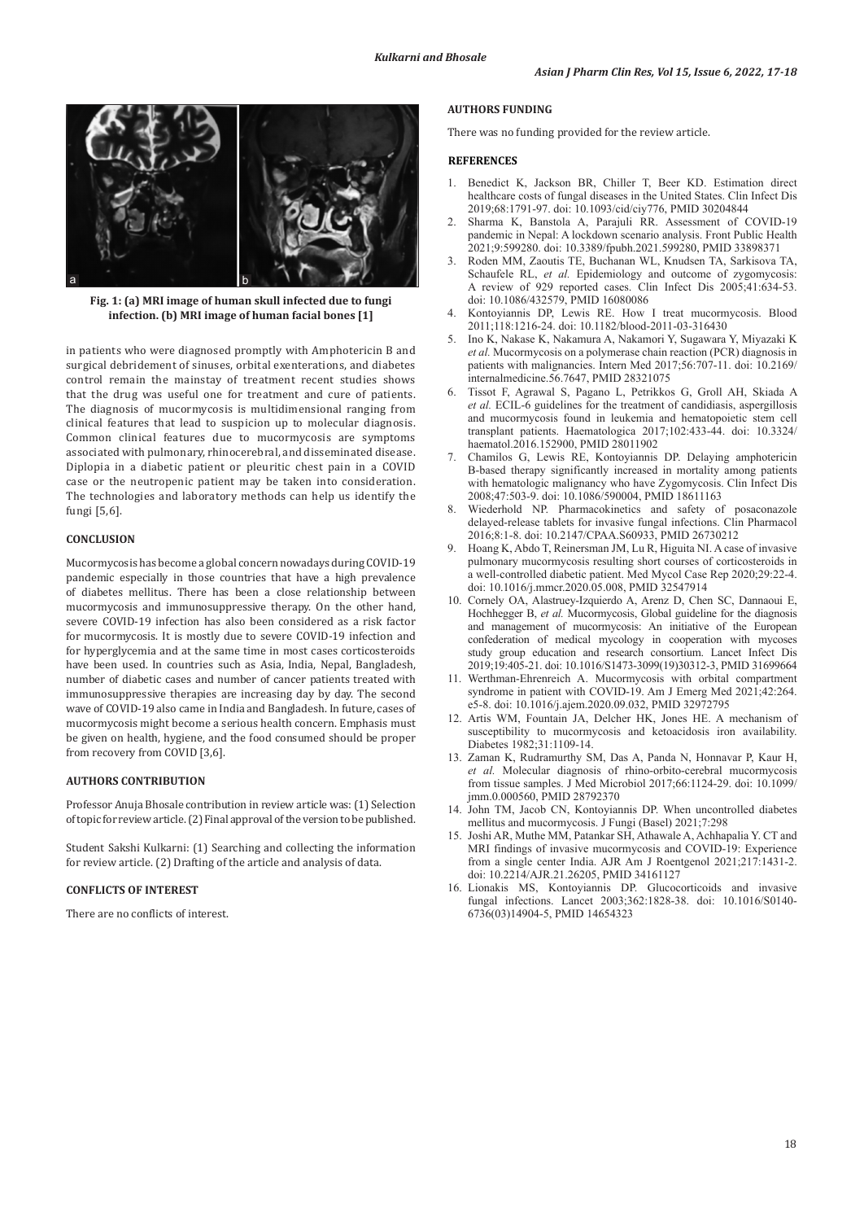Fig. 1: (a) MRI image of human skull infected due to fungi infection. (b) MRI image of human facial bones [1]

in patients who were diagnosed promptly with Amphotericin B and surgical debridement of sinuses, orbital exenterations, and diabetes control remain the mainstay of treatment recent studies shows that the drug was useful one for treatment and cure of patients. The diagnosis of mucormycosis is multidimensional ranging from clinical features that lead to suspicion up to molecular diagnosis. Common clinical features due to mucormycosis are symptoms associated with pulmonary, rhinocerebral, and disseminated disease. Diplopia in a diabetic patient or pleuritic chest pain in a COVID case or the neutropenic patient may be taken into consideration. The technologies and laboratory methods can help us identify the fungi [5,6].

## CONCLUSION

Mucormycosis has become a global concern nowadays during COVID-19 pandemic especially in those countries that have a high prevalence of diabetes mellitus. There has been a close relationship between mucormycosis and immunosuppressive therapy. On the other hand, severe COVID-19 infection has also been considered as a risk factor for mucormycosis. It is mostly due to severe COVID-19 infection and for hyperglycemia and at the same time in most cases corticosteroids have been used. In countries such as Asia, India, Nepal, Bangladesh, number of diabetic cases and number of cancer patients treated with immunosuppressive therapies are increasing day by day. The second wave of COVID-19 also came in India and Bangladesh. In future, cases of mucormycosis might become a serious health concern. Emphasis must be given on health, hygiene, and the food consumed should be proper from recovery from COVID [3,6].

## AUTHORS CONTRIBUTION

Professor Anuja Bhosale contribution in review article was: (1) Selection of topic for review article. (2) Final approval of the version to be published.

Student Sakshi Kulkarni: (1) Searching and collecting the information for review article. (2) Drafting of the article and analysis of data.

## CONFLICTS OF INTEREST

There are no conflicts of interest.

## AUTHORS FUNDING

There was no funding provided for the review article.

## REFERENCES

1. Benedict K, Jackson BR, Chiller T, Beer KD. Estimation direct healthcare costs of fungal diseases in the United States. Clin Infect Dis 2019;68:1791-97. doi: 10.1093/cid/ciy776, PMID 30204844
2. Sharma K, Banstola A, Parajuli RR. Assessment of COVID-19 pandemic in Nepal: A lockdown scenario analysis. Front Public Health 2021;9:599280. doi: 10.3389/fpubh.2021.599280, PMID 33898371
3. Roden MM, Zaoutis TE, Buchanan WL, Knudsen TA, Sarkisova TA, Schaufele RL, *et al.* Epidemiology and outcome of zygomycosis: A review of 929 reported cases. Clin Infect Dis 2005;41:634-53. doi: 10.1086/432579, PMID 16080086
4. Kontoyiannis DP, Lewis RE. How I treat mucormycosis. Blood 2011;118:1216-24. doi: 10.1182/blood-2011-03-316430
5. Ino K, Nakase K, Nakamura A, Nakamori Y, Sugawara Y, Miyazaki K *et al.* Mucormycosis on a polymerase chain reaction (PCR) diagnosis in patients with malignancies. Intern Med 2017;56:707-11. doi: 10.2169/internalmedicine.56.7647, PMID 28321075
6. Tissot F, Agrawal S, Pagano L, Petrikkos G, Groll AH, Skiada A *et al.* ECIL-6 guidelines for the treatment of candidiasis, aspergillosis and mucormycosis found in leukemia and hematopoietic stem cell transplant patients. Haematologica 2017;102:433-44. doi: 10.3324/haematol.2016.152900, PMID 28011902
7. Chamilos G, Lewis RE, Kontoyiannis DP. Delaying amphotericin B-based therapy significantly increased in mortality among patients with hematologic malignancy who have Zygomycosis. Clin Infect Dis 2008;47:503-9. doi: 10.1086/590004, PMID 18611163
8. Wiederhold NP. Pharmacokinetics and safety of posaconazole delayed-release tablets for invasive fungal infections. Clin Pharmacol 2016;8:1-8. doi: 10.2147/CPAA.S60933, PMID 26730212
9. Hoang K, Abdo T, Reinersman JM, Lu R, Higuita NI. A case of invasive pulmonary mucormycosis resulting short courses of corticosteroids in a well-controlled diabetic patient. Med Mycol Case Rep 2020;29:22-4. doi: 10.1016/j.mmcr.2020.05.008, PMID 32547914
10. Cornely OA, Alastruey-Izquierdo A, Arenz D, Chen SC, Dannaoui E, Hochhegger B, *et al.* Mucormycosis, Global guideline for the diagnosis and management of mucormycosis: An initiative of the European confederation of medical mycology in cooperation with mycoses study group education and research consortium. Lancet Infect Dis 2019;19:405-21. doi: 10.1016/S1473-3099(19)30312-3, PMID 31699664
11. Werthman-Ehrenreich A. Mucormycosis with orbital compartment syndrome in patient with COVID-19. Am J Emerg Med 2021;42:264.e5-8. doi: 10.1016/j.ajem.2020.09.032, PMID 32972795
12. Artis WM, Fountain JA, Delcher HK, Jones HE. A mechanism of susceptibility to mucormycosis and ketoacidosis iron availability. Diabetes 1982;31:1109-14.
13. Zaman K, Rudramurthy SM, Das A, Panda N, Honnavar P, Kaur H, *et al.* Molecular diagnosis of rhino-orbito-cerebral mucormycosis from tissue samples. J Med Microbiol 2017;66:1124-29. doi: 10.1099/jmm.0.000560, PMID 28792370
14. John TM, Jacob CN, Kontoyiannis DP. When uncontrolled diabetes mellitus and mucormycosis. J Fungi (Basel) 2021;7:298
15. Joshi AR, Muthe MM, Patankar SH, Athawale A, Achhapalia Y. CT and MRI findings of invasive mucormycosis and COVID-19: Experience from a single center India. AJR Am J Roentgenol 2021;217:1431-2. doi: 10.2214/AJR.21.26205, PMID 34161127
16. Lionakis MS, Kontoyiannis DP. Glucocorticoids and invasive fungal infections. Lancet 2003;362:1828-38. doi: 10.1016/S0140-6736(03)14904-5, PMID 14654323